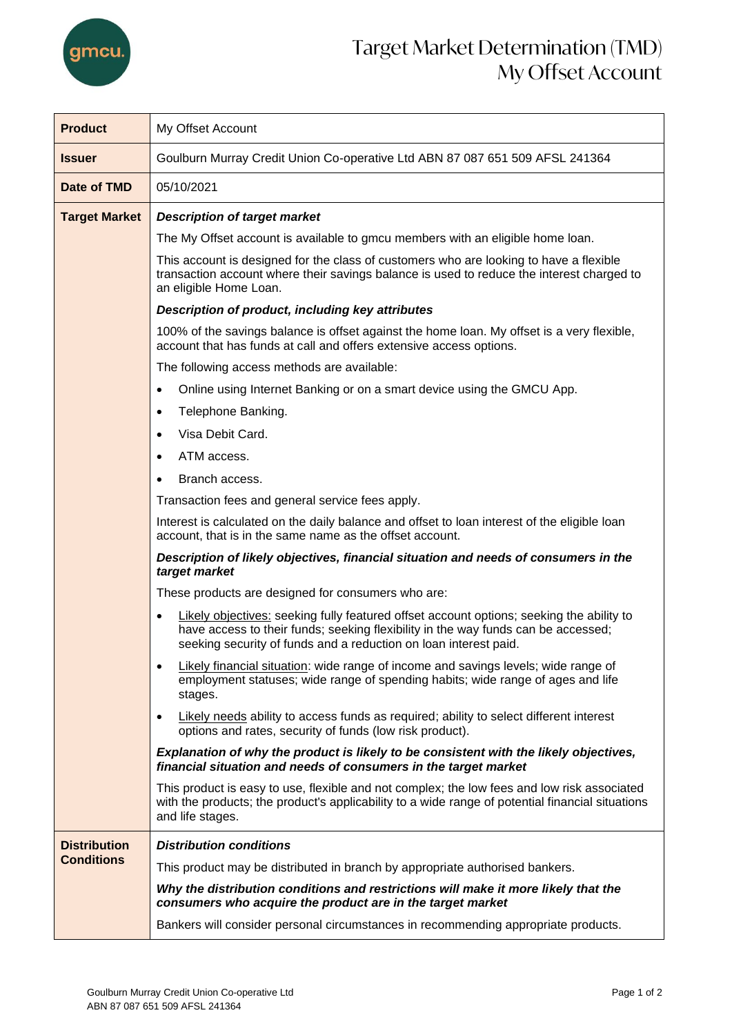# Target Market Determination (TMD)
# My Offset Account

| | |
|---|---|
| **Product** | My Offset Account |
| **Issuer** | Goulburn Murray Credit Union Co-operative Ltd ABN 87 087 651 509 AFSL 241364 |
| **Date of TMD** | 05/10/2021 |
| **Target Market** | ***Description of target market***<br><br>The My Offset account is available to gmcu members with an eligible home loan.<br><br>This account is designed for the class of customers who are looking to have a flexible transaction account where their savings balance is used to reduce the interest charged to an eligible Home Loan.<br><br>***Description of product, including key attributes***<br><br>100% of the savings balance is offset against the home loan. My offset is a very flexible, account that has funds at call and offers extensive access options.<br><br>The following access methods are available:<br><br>• Online using Internet Banking or on a smart device using the GMCU App.<br>• Telephone Banking.<br>• Visa Debit Card.<br>• ATM access.<br>• Branch access.<br><br>Transaction fees and general service fees apply.<br><br>Interest is calculated on the daily balance and offset to loan interest of the eligible loan account, that is in the same name as the offset account.<br><br>***Description of likely objectives, financial situation and needs of consumers in the target market***<br><br>These products are designed for consumers who are:<br><br>• Likely objectives: seeking fully featured offset account options; seeking the ability to have access to their funds; seeking flexibility in the way funds can be accessed; seeking security of funds and a reduction on loan interest paid.<br>• Likely financial situation: wide range of income and savings levels; wide range of employment statuses; wide range of spending habits; wide range of ages and life stages.<br>• Likely needs ability to access funds as required; ability to select different interest options and rates, security of funds (low risk product).<br><br>***Explanation of why the product is likely to be consistent with the likely objectives, financial situation and needs of consumers in the target market***<br><br>This product is easy to use, flexible and not complex; the low fees and low risk associated with the products; the product's applicability to a wide range of potential financial situations and life stages. |
| **Distribution Conditions** | ***Distribution conditions***<br><br>This product may be distributed in branch by appropriate authorised bankers.<br><br>***Why the distribution conditions and restrictions will make it more likely that the consumers who acquire the product are in the target market***<br><br>Bankers will consider personal circumstances in recommending appropriate products. |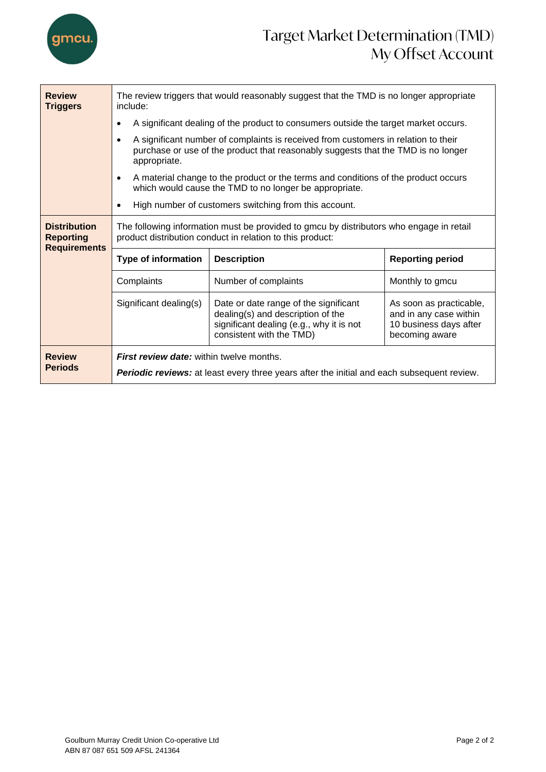# Target Market Determination (TMD)
# My Offset Account

| | | | |
|---|---|---|---|
| **Review Triggers** | The review triggers that would reasonably suggest that the TMD is no longer appropriate include:<br>• A significant dealing of the product to consumers outside the target market occurs.<br>• A significant number of complaints is received from customers in relation to their purchase or use of the product that reasonably suggests that the TMD is no longer appropriate.<br>• A material change to the product or the terms and conditions of the product occurs which would cause the TMD to no longer be appropriate.<br>• High number of customers switching from this account. | | |
| **Distribution Reporting Requirements** | The following information must be provided to gmcu by distributors who engage in retail product distribution conduct in relation to this product: | | |
| | **Type of information** | **Description** | **Reporting period** |
| | Complaints | Number of complaints | Monthly to gmcu |
| | Significant dealing(s) | Date or date range of the significant dealing(s) and description of the significant dealing (e.g., why it is not consistent with the TMD) | As soon as practicable, and in any case within 10 business days after becoming aware |
| **Review Periods** | ***First review date:*** within twelve months.<br>***Periodic reviews:*** at least every three years after the initial and each subsequent review. | | |

Goulburn Murray Credit Union Co-operative Ltd
ABN 87 087 651 509 AFSL 241364